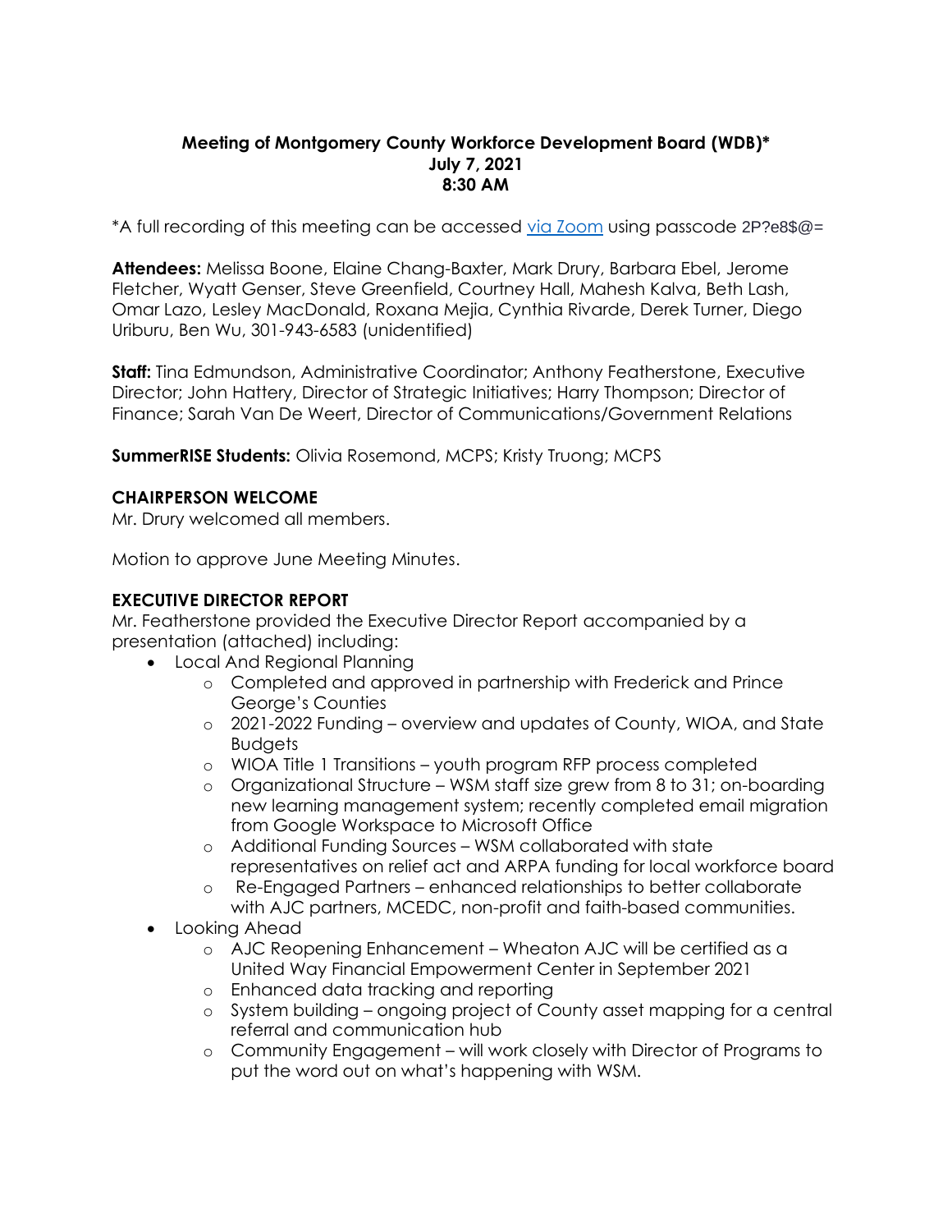**Meeting of Montgomery County Workforce Development Board (WDB)\***
**July 7, 2021**
**8:30 AM**

*A full recording of this meeting can be accessed [via Zoom]() using passcode 2P?e8$@=

**Attendees:** Melissa Boone, Elaine Chang-Baxter, Mark Drury, Barbara Ebel, Jerome Fletcher, Wyatt Genser, Steve Greenfield, Courtney Hall, Mahesh Kalva, Beth Lash, Omar Lazo, Lesley MacDonald, Roxana Mejia, Cynthia Rivarde, Derek Turner, Diego Uriburu, Ben Wu, 301-943-6583 (unidentified)

**Staff:** Tina Edmundson, Administrative Coordinator; Anthony Featherstone, Executive Director; John Hattery, Director of Strategic Initiatives; Harry Thompson; Director of Finance; Sarah Van De Weert, Director of Communications/Government Relations

**SummerRISE Students:** Olivia Rosemond, MCPS; Kristy Truong; MCPS

**CHAIRPERSON WELCOME**

Mr. Drury welcomed all members.

Motion to approve June Meeting Minutes.

**EXECUTIVE DIRECTOR REPORT**

Mr. Featherstone provided the Executive Director Report accompanied by a presentation (attached) including:

- Local And Regional Planning
  - Completed and approved in partnership with Frederick and Prince George's Counties
  - 2021-2022 Funding – overview and updates of County, WIOA, and State Budgets
  - WIOA Title 1 Transitions – youth program RFP process completed
  - Organizational Structure – WSM staff size grew from 8 to 31; on-boarding new learning management system; recently completed email migration from Google Workspace to Microsoft Office
  - Additional Funding Sources – WSM collaborated with state representatives on relief act and ARPA funding for local workforce board
  - Re-Engaged Partners – enhanced relationships to better collaborate with AJC partners, MCEDC, non-profit and faith-based communities.
- Looking Ahead
  - AJC Reopening Enhancement – Wheaton AJC will be certified as a United Way Financial Empowerment Center in September 2021
  - Enhanced data tracking and reporting
  - System building – ongoing project of County asset mapping for a central referral and communication hub
  - Community Engagement – will work closely with Director of Programs to put the word out on what's happening with WSM.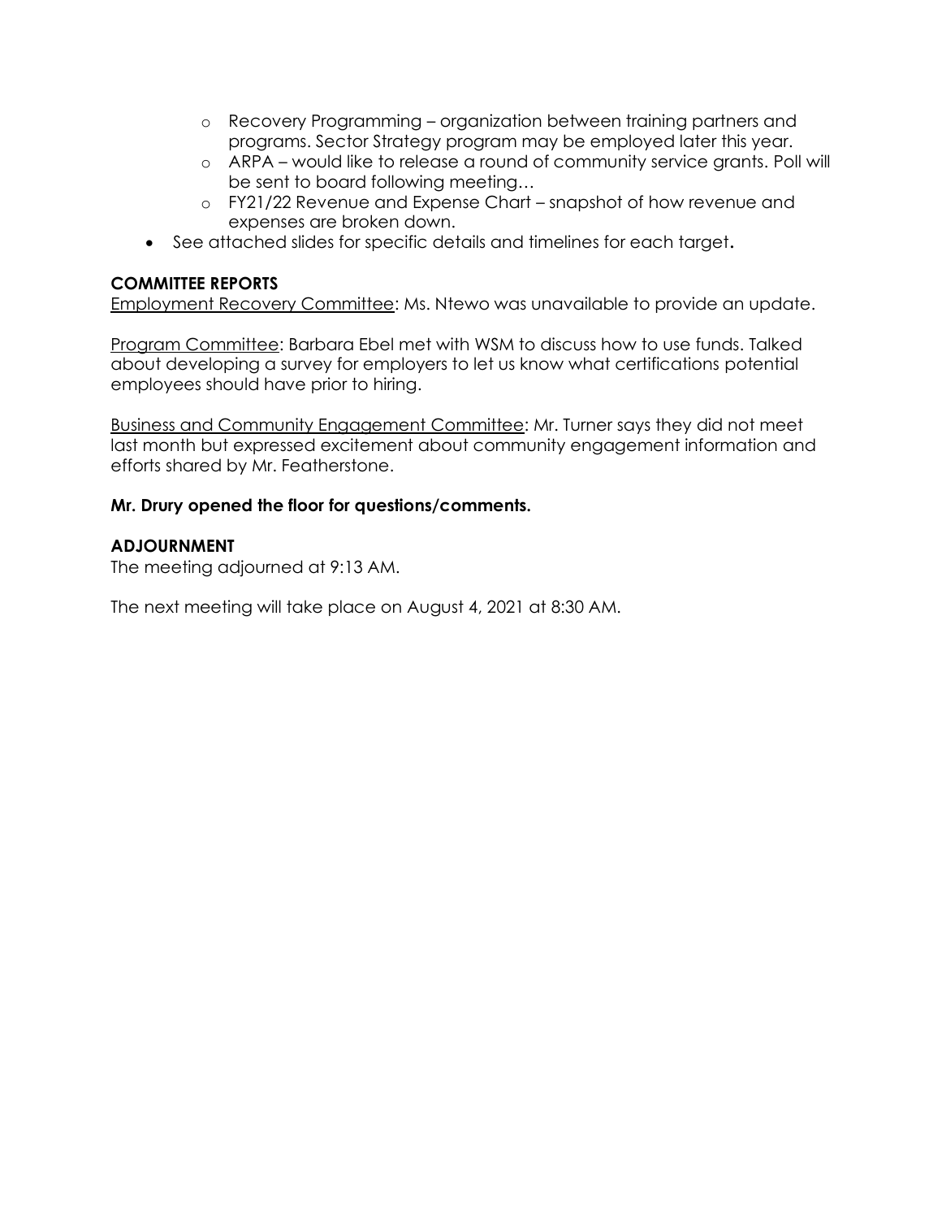- Recovery Programming – organization between training partners and programs. Sector Strategy program may be employed later this year.
    - ARPA – would like to release a round of community service grants. Poll will be sent to board following meeting…
    - FY21/22 Revenue and Expense Chart – snapshot of how revenue and expenses are broken down.
- See attached slides for specific details and timelines for each target**.**

**COMMITTEE REPORTS**

Employment Recovery Committee: Ms. Ntewo was unavailable to provide an update.

Program Committee: Barbara Ebel met with WSM to discuss how to use funds. Talked about developing a survey for employers to let us know what certifications potential employees should have prior to hiring.

Business and Community Engagement Committee: Mr. Turner says they did not meet last month but expressed excitement about community engagement information and efforts shared by Mr. Featherstone.

**Mr. Drury opened the floor for questions/comments.**

**ADJOURNMENT**

The meeting adjourned at 9:13 AM.

The next meeting will take place on August 4, 2021 at 8:30 AM.